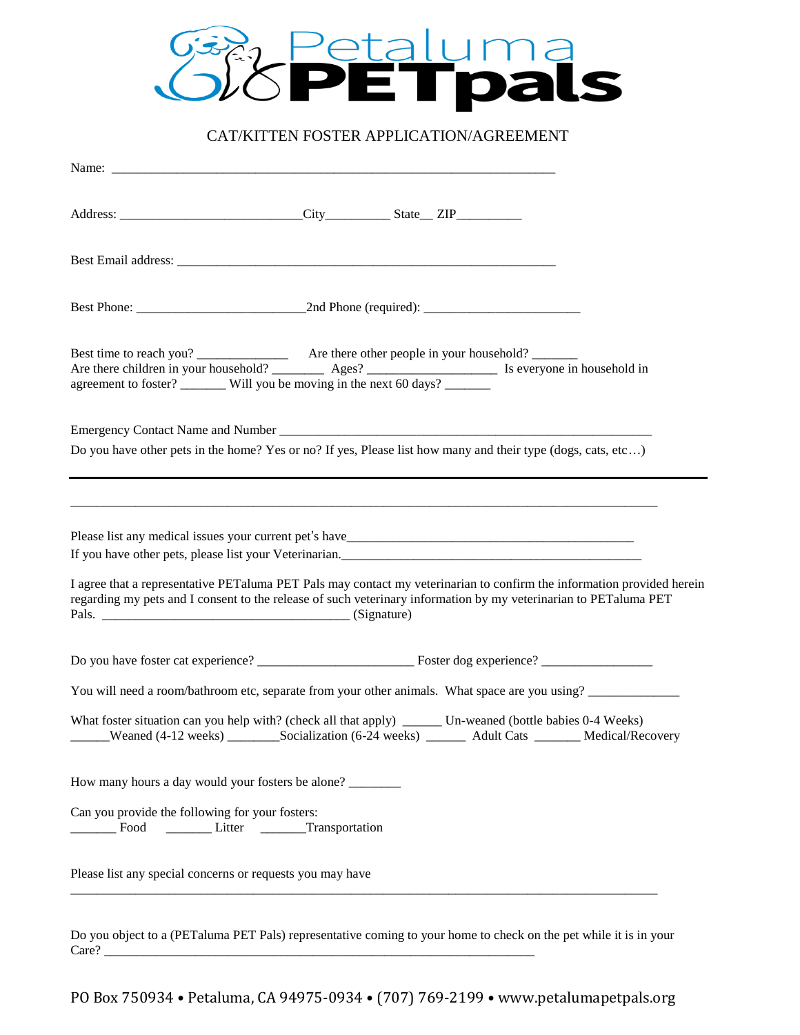# Petaluma PETpals

## CAT/KITTEN FOSTER APPLICATION/AGREEMENT

Name: ___________________________________________________________________

Address: ___________________________City_________ State__ ZIP_________

Best Email address: ___________________________________________________________

Best Phone: _________________________2nd Phone (required): _______________________

Best time to reach you? ______________ Are there other people in your household? _______
Are there children in your household? ________ Ages? ___________________ Is everyone in household in agreement to foster? _______ Will you be moving in the next 60 days? _______

Emergency Contact Name and Number _______________________________________________________

Do you have other pets in the home? Yes or no? If yes, Please list how many and their type (dogs, cats, etc…)

---

_____________________________________________________________________________________

Please list any medical issues your current pet's have_____________________________________________

If you have other pets, please list your Veterinarian.________________________________________________

I agree that a representative PETaluma PET Pals may contact my veterinarian to confirm the information provided herein regarding my pets and I consent to the release of such veterinary information by my veterinarian to PETaluma PET Pals. _____________________________________ (Signature)

Do you have foster cat experience? _______________________ Foster dog experience? ________________

You will need a room/bathroom etc, separate from your other animals. What space are you using? _____________

What foster situation can you help with? (check all that apply) ______ Un-weaned (bottle babies 0-4 Weeks)
______Weaned (4-12 weeks) ________Socialization (6-24 weeks) ______ Adult Cats _______ Medical/Recovery

How many hours a day would your fosters be alone? ________

Can you provide the following for your fosters:
_______ Food _______ Litter _______Transportation

Please list any special concerns or requests you may have

_____________________________________________________________________________________

Do you object to a (PETaluma PET Pals) representative coming to your home to check on the pet while it is in your Care? _______________________________________________________________

PO Box 750934 • Petaluma, CA 94975-0934 • (707) 769-2199 • www.petalumapetpals.org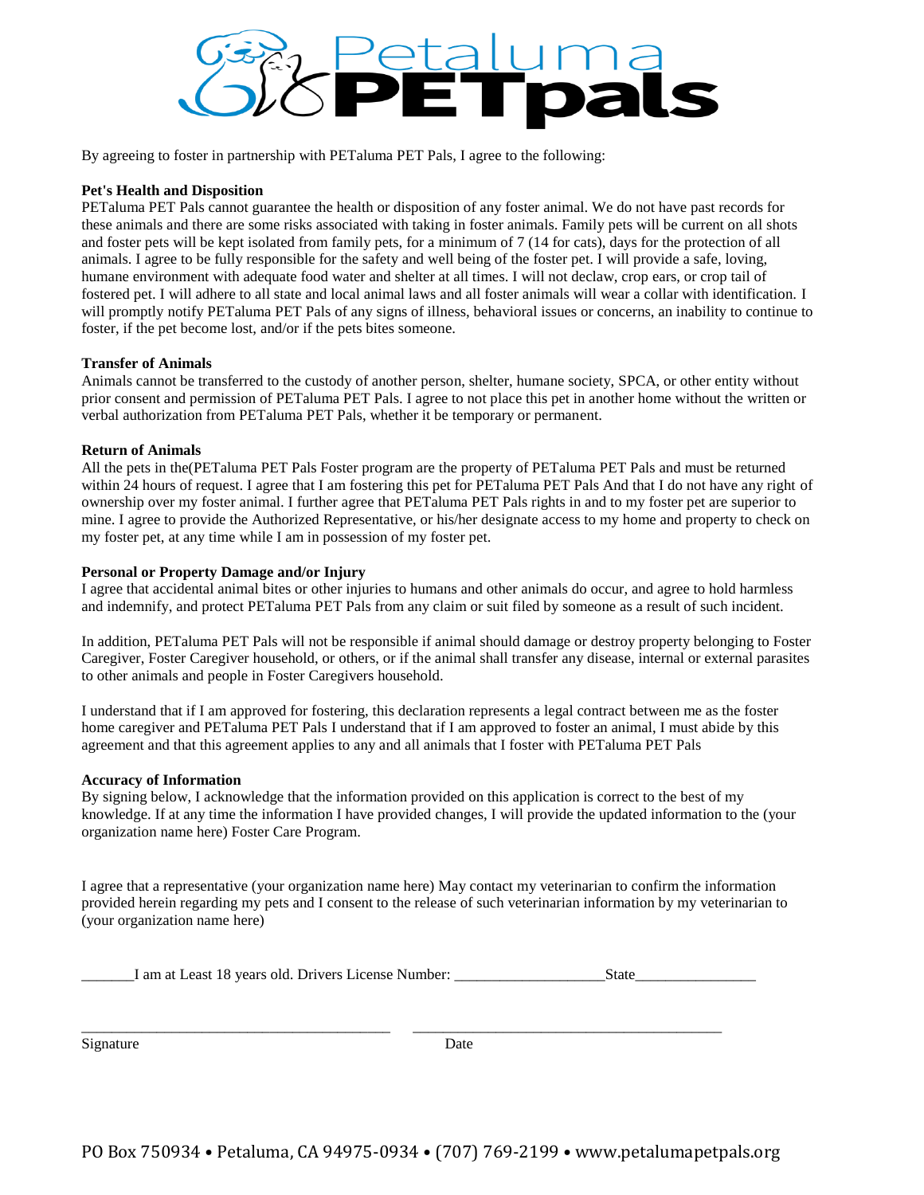# Petaluma PETpals

By agreeing to foster in partnership with PETaluma PET Pals, I agree to the following:

**Pet's Health and Disposition**

PETaluma PET Pals cannot guarantee the health or disposition of any foster animal. We do not have past records for these animals and there are some risks associated with taking in foster animals. Family pets will be current on all shots and foster pets will be kept isolated from family pets, for a minimum of 7 (14 for cats), days for the protection of all animals. I agree to be fully responsible for the safety and well being of the foster pet. I will provide a safe, loving, humane environment with adequate food water and shelter at all times. I will not declaw, crop ears, or crop tail of fostered pet. I will adhere to all state and local animal laws and all foster animals will wear a collar with identification. I will promptly notify PETaluma PET Pals of any signs of illness, behavioral issues or concerns, an inability to continue to foster, if the pet become lost, and/or if the pets bites someone.

**Transfer of Animals**

Animals cannot be transferred to the custody of another person, shelter, humane society, SPCA, or other entity without prior consent and permission of PETaluma PET Pals. I agree to not place this pet in another home without the written or verbal authorization from PETaluma PET Pals, whether it be temporary or permanent.

**Return of Animals**

All the pets in the(PETaluma PET Pals Foster program are the property of PETaluma PET Pals and must be returned within 24 hours of request. I agree that I am fostering this pet for PETaluma PET Pals And that I do not have any right of ownership over my foster animal. I further agree that PETaluma PET Pals rights in and to my foster pet are superior to mine. I agree to provide the Authorized Representative, or his/her designate access to my home and property to check on my foster pet, at any time while I am in possession of my foster pet.

**Personal or Property Damage and/or Injury**

I agree that accidental animal bites or other injuries to humans and other animals do occur, and agree to hold harmless and indemnify, and protect PETaluma PET Pals from any claim or suit filed by someone as a result of such incident.

In addition, PETaluma PET Pals will not be responsible if animal should damage or destroy property belonging to Foster Caregiver, Foster Caregiver household, or others, or if the animal shall transfer any disease, internal or external parasites to other animals and people in Foster Caregivers household.

I understand that if I am approved for fostering, this declaration represents a legal contract between me as the foster home caregiver and PETaluma PET Pals I understand that if I am approved to foster an animal, I must abide by this agreement and that this agreement applies to any and all animals that I foster with PETaluma PET Pals

**Accuracy of Information**

By signing below, I acknowledge that the information provided on this application is correct to the best of my knowledge. If at any time the information I have provided changes, I will provide the updated information to the (your organization name here) Foster Care Program.

I agree that a representative (your organization name here) May contact my veterinarian to confirm the information provided herein regarding my pets and I consent to the release of such veterinarian information by my veterinarian to (your organization name here)

_______I am at Least 18 years old. Drivers License Number: ____________________State________________

__________________________________________ __________________________________________

Signature Date

PO Box 750934 • Petaluma, CA 94975-0934 • (707) 769-2199 • www.petalumapetpals.org